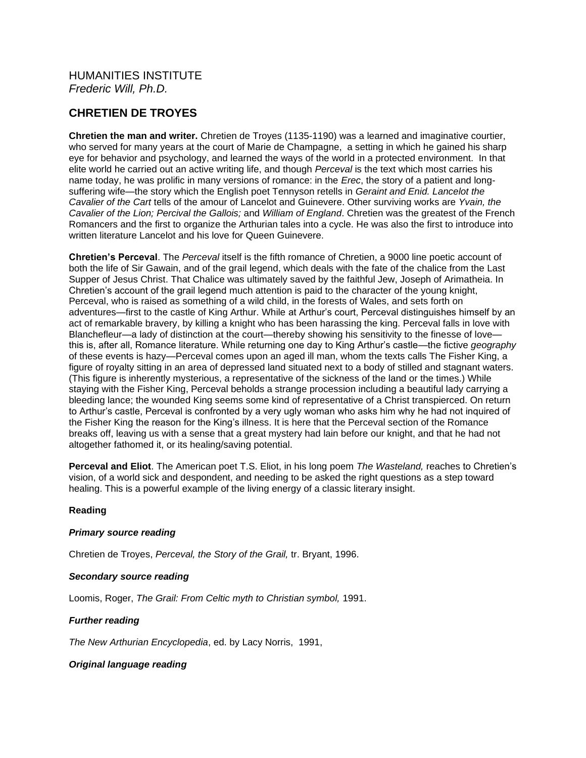HUMANITIES INSTITUTE
*Frederic Will, Ph.D.*

## CHRETIEN DE TROYES

**Chretien the man and writer.** Chretien de Troyes (1135-1190) was a learned and imaginative courtier, who served for many years at the court of Marie de Champagne, a setting in which he gained his sharp eye for behavior and psychology, and learned the ways of the world in a protected environment. In that elite world he carried out an active writing life, and though *Perceval* is the text which most carries his name today, he was prolific in many versions of romance: in the *Erec*, the story of a patient and long-suffering wife—the story which the English poet Tennyson retells in *Geraint and Enid. Lancelot the Cavalier of the Cart* tells of the amour of Lancelot and Guinevere. Other surviving works are *Yvain, the Cavalier of the Lion; Percival the Gallois;* and *William of England*. Chretien was the greatest of the French Romancers and the first to organize the Arthurian tales into a cycle. He was also the first to introduce into written literature Lancelot and his love for Queen Guinevere.

**Chretien's Perceval**. The *Perceval* itself is the fifth romance of Chretien, a 9000 line poetic account of both the life of Sir Gawain, and of the grail legend, which deals with the fate of the chalice from the Last Supper of Jesus Christ. That Chalice was ultimately saved by the faithful Jew, Joseph of Arimatheia. In Chretien's account of the grail legend much attention is paid to the character of the young knight, Perceval, who is raised as something of a wild child, in the forests of Wales, and sets forth on adventures—first to the castle of King Arthur. While at Arthur's court, Perceval distinguishes himself by an act of remarkable bravery, by killing a knight who has been harassing the king. Perceval falls in love with Blanchefleur—a lady of distinction at the court—thereby showing his sensitivity to the finesse of love—this is, after all, Romance literature. While returning one day to King Arthur's castle—the fictive *geography* of these events is hazy—Perceval comes upon an aged ill man, whom the texts calls The Fisher King, a figure of royalty sitting in an area of depressed land situated next to a body of stilled and stagnant waters. (This figure is inherently mysterious, a representative of the sickness of the land or the times.) While staying with the Fisher King, Perceval beholds a strange procession including a beautiful lady carrying a bleeding lance; the wounded King seems some kind of representative of a Christ transpierced. On return to Arthur's castle, Perceval is confronted by a very ugly woman who asks him why he had not inquired of the Fisher King the reason for the King's illness. It is here that the Perceval section of the Romance breaks off, leaving us with a sense that a great mystery had lain before our knight, and that he had not altogether fathomed it, or its healing/saving potential.

**Perceval and Eliot**. The American poet T.S. Eliot, in his long poem *The Wasteland,* reaches to Chretien's vision, of a world sick and despondent, and needing to be asked the right questions as a step toward healing. This is a powerful example of the living energy of a classic literary insight.

**Reading**

***Primary source reading***

Chretien de Troyes, *Perceval, the Story of the Grail,* tr. Bryant, 1996.

***Secondary source reading***

Loomis, Roger, *The Grail: From Celtic myth to Christian symbol,* 1991.

***Further reading***

*The New Arthurian Encyclopedia*, ed. by Lacy Norris, 1991,

***Original language reading***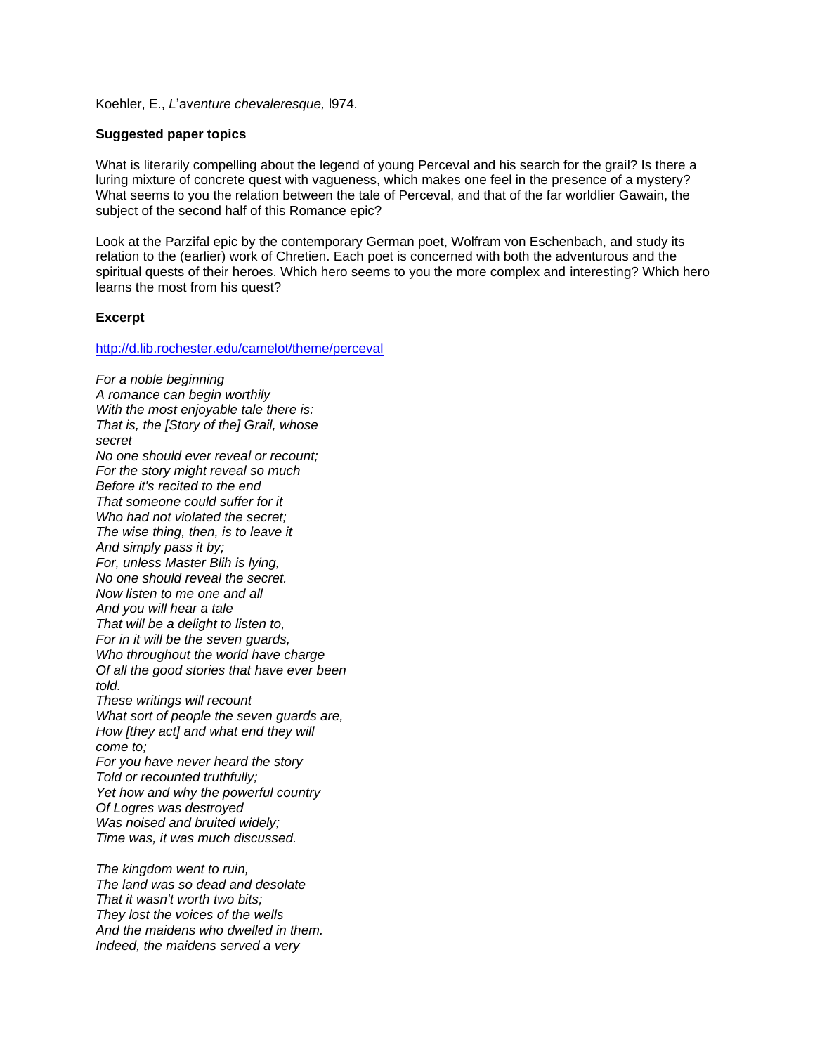Koehler, E., *L'aventure chevaleresque,* l974.

**Suggested paper topics**

What is literarily compelling about the legend of young Perceval and his search for the grail? Is there a luring mixture of concrete quest with vagueness, which makes one feel in the presence of a mystery? What seems to you the relation between the tale of Perceval, and that of the far worldlier Gawain, the subject of the second half of this Romance epic?

Look at the Parzifal epic by the contemporary German poet, Wolfram von Eschenbach, and study its relation to the (earlier) work of Chretien. Each poet is concerned with both the adventurous and the spiritual quests of their heroes. Which hero seems to you the more complex and interesting? Which hero learns the most from his quest?

**Excerpt**

http://d.lib.rochester.edu/camelot/theme/perceval

*For a noble beginning*
*A romance can begin worthily*
*With the most enjoyable tale there is:*
*That is, the [Story of the] Grail, whose secret*
*No one should ever reveal or recount;*
*For the story might reveal so much*
*Before it's recited to the end*
*That someone could suffer for it*
*Who had not violated the secret;*
*The wise thing, then, is to leave it*
*And simply pass it by;*
*For, unless Master Blih is lying,*
*No one should reveal the secret.*
*Now listen to me one and all*
*And you will hear a tale*
*That will be a delight to listen to,*
*For in it will be the seven guards,*
*Who throughout the world have charge*
*Of all the good stories that have ever been told.*
*These writings will recount*
*What sort of people the seven guards are,*
*How [they act] and what end they will come to;*
*For you have never heard the story*
*Told or recounted truthfully;*
*Yet how and why the powerful country*
*Of Logres was destroyed*
*Was noised and bruited widely;*
*Time was, it was much discussed.*

*The kingdom went to ruin,*
*The land was so dead and desolate*
*That it wasn't worth two bits;*
*They lost the voices of the wells*
*And the maidens who dwelled in them.*
*Indeed, the maidens served a very*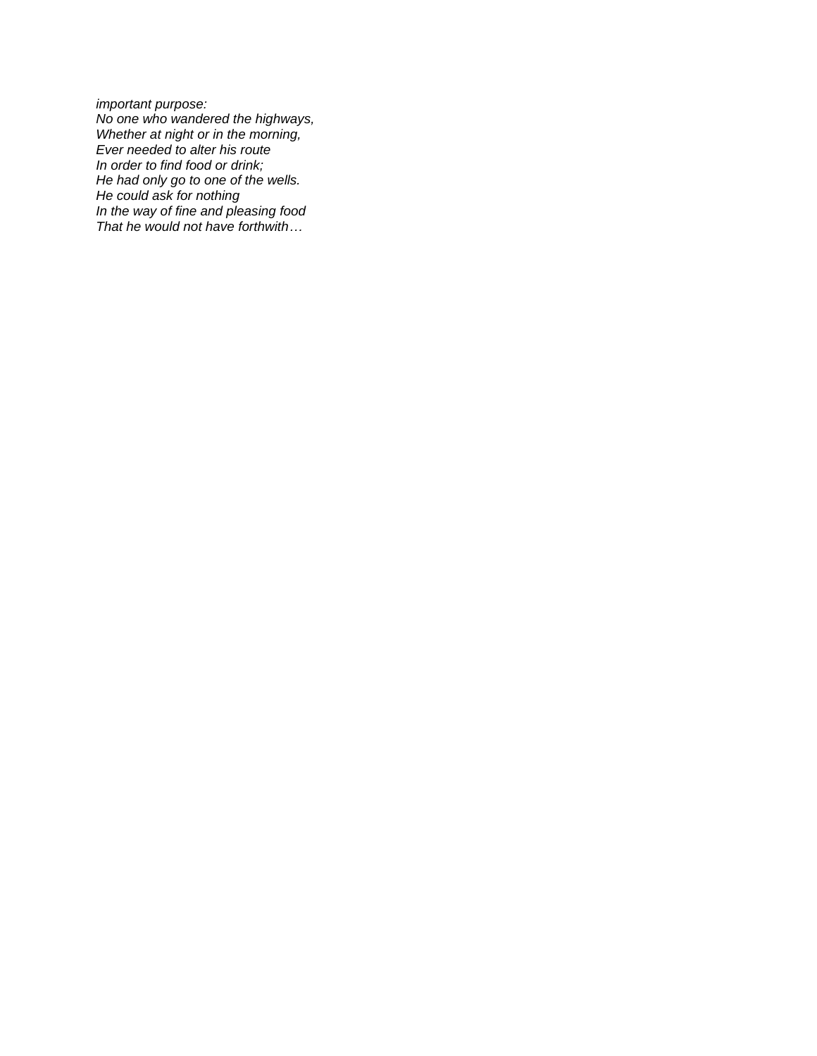*important purpose:*  
*No one who wandered the highways,*  
*Whether at night or in the morning,*  
*Ever needed to alter his route*  
*In order to find food or drink;*  
*He had only go to one of the wells.*  
*He could ask for nothing*  
*In the way of fine and pleasing food*  
*That he would not have forthwith…*